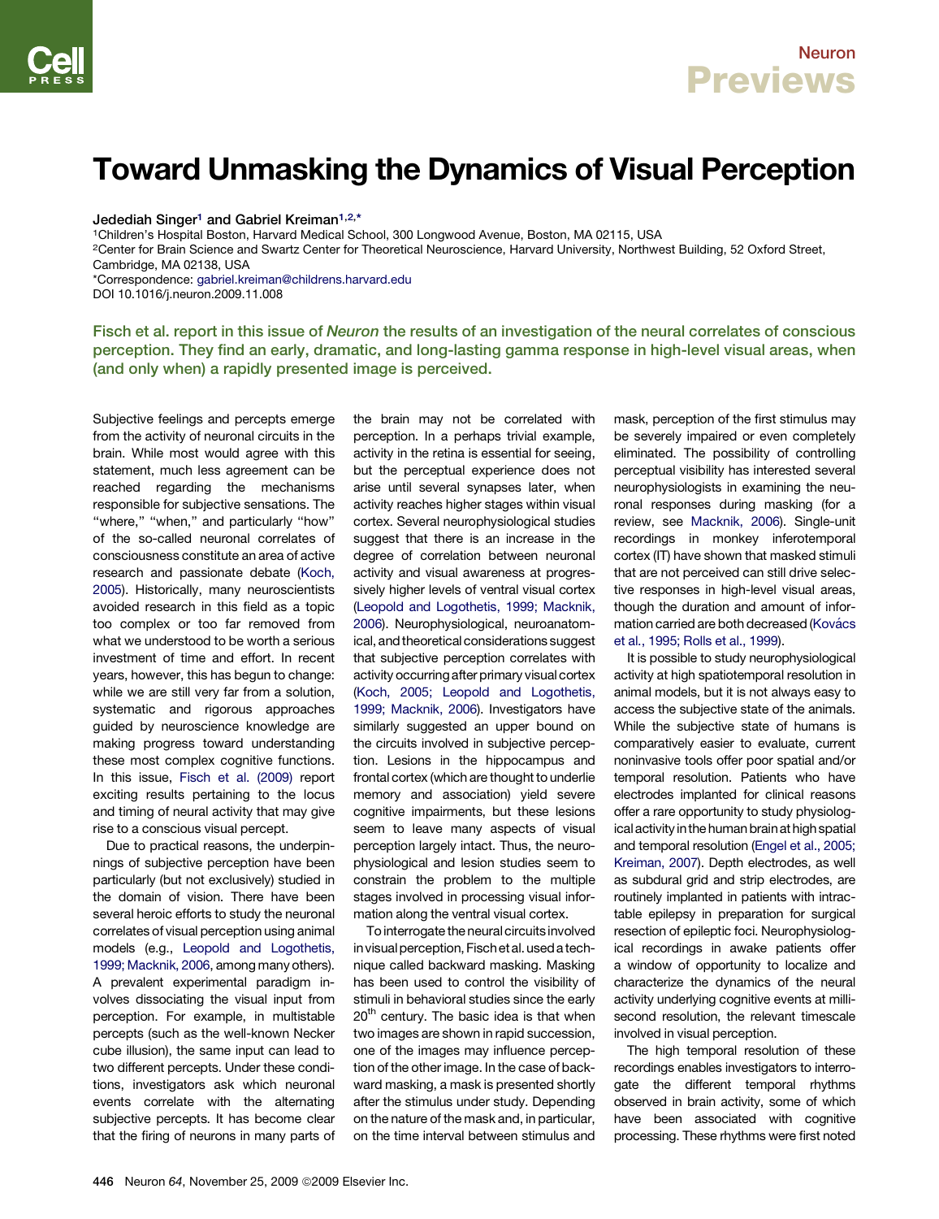# Toward Unmasking the Dynamics of Visual Perception

Jedediah Singer[1] and Gabriel Kreiman[1,2,*]

[1]Children's Hospital Boston, Harvard Medical School, 300 Longwood Avenue, Boston, MA 02115, USA

[2]Center for Brain Science and Swartz Center for Theoretical Neuroscience, Harvard University, Northwest Building, 52 Oxford Street, Cambridge, MA 02138, USA

*Correspondence: gabriel.kreiman@childrens.harvard.edu

DOI 10.1016/j.neuron.2009.11.008

**Fisch et al. report in this issue of *Neuron* the results of an investigation of the neural correlates of conscious perception. They find an early, dramatic, and long-lasting gamma response in high-level visual areas, when (and only when) a rapidly presented image is perceived.**

Subjective feelings and percepts emerge from the activity of neuronal circuits in the brain. While most would agree with this statement, much less agreement can be reached regarding the mechanisms responsible for subjective sensations. The "where," "when," and particularly "how" of the so-called neuronal correlates of consciousness constitute an area of active research and passionate debate (Koch, 2005). Historically, many neuroscientists avoided research in this field as a topic too complex or too far removed from what we understood to be worth a serious investment of time and effort. In recent years, however, this has begun to change: while we are still very far from a solution, systematic and rigorous approaches guided by neuroscience knowledge are making progress toward understanding these most complex cognitive functions. In this issue, Fisch et al. (2009) report exciting results pertaining to the locus and timing of neural activity that may give rise to a conscious visual percept.

Due to practical reasons, the underpinnings of subjective perception have been particularly (but not exclusively) studied in the domain of vision. There have been several heroic efforts to study the neuronal correlates of visual perception using animal models (e.g., Leopold and Logothetis, 1999; Macknik, 2006, among many others). A prevalent experimental paradigm involves dissociating the visual input from perception. For example, in multistable percepts (such as the well-known Necker cube illusion), the same input can lead to two different percepts. Under these conditions, investigators ask which neuronal events correlate with the alternating subjective percepts. It has become clear that the firing of neurons in many parts of the brain may not be correlated with perception. In a perhaps trivial example, activity in the retina is essential for seeing, but the perceptual experience does not arise until several synapses later, when activity reaches higher stages within visual cortex. Several neurophysiological studies suggest that there is an increase in the degree of correlation between neuronal activity and visual awareness at progressively higher levels of ventral visual cortex (Leopold and Logothetis, 1999; Macknik, 2006). Neurophysiological, neuroanatomical, and theoretical considerations suggest that subjective perception correlates with activity occurring after primary visual cortex (Koch, 2005; Leopold and Logothetis, 1999; Macknik, 2006). Investigators have similarly suggested an upper bound on the circuits involved in subjective perception. Lesions in the hippocampus and frontal cortex (which are thought to underlie memory and association) yield severe cognitive impairments, but these lesions seem to leave many aspects of visual perception largely intact. Thus, the neurophysiological and lesion studies seem to constrain the problem to the multiple stages involved in processing visual information along the ventral visual cortex.

To interrogate the neural circuits involved in visual perception, Fisch et al. used a technique called backward masking. Masking has been used to control the visibility of stimuli in behavioral studies since the early 20th century. The basic idea is that when two images are shown in rapid succession, one of the images may influence perception of the other image. In the case of backward masking, a mask is presented shortly after the stimulus under study. Depending on the nature of the mask and, in particular, on the time interval between stimulus and mask, perception of the first stimulus may be severely impaired or even completely eliminated. The possibility of controlling perceptual visibility has interested several neurophysiologists in examining the neuronal responses during masking (for a review, see Macknik, 2006). Single-unit recordings in monkey inferotemporal cortex (IT) have shown that masked stimuli that are not perceived can still drive selective responses in high-level visual areas, though the duration and amount of information carried are both decreased (Kovács et al., 1995; Rolls et al., 1999).

It is possible to study neurophysiological activity at high spatiotemporal resolution in animal models, but it is not always easy to access the subjective state of the animals. While the subjective state of humans is comparatively easier to evaluate, current noninvasive tools offer poor spatial and/or temporal resolution. Patients who have electrodes implanted for clinical reasons offer a rare opportunity to study physiological activity in the human brain at high spatial and temporal resolution (Engel et al., 2005; Kreiman, 2007). Depth electrodes, as well as subdural grid and strip electrodes, are routinely implanted in patients with intractable epilepsy in preparation for surgical resection of epileptic foci. Neurophysiological recordings in awake patients offer a window of opportunity to localize and characterize the dynamics of the neural activity underlying cognitive events at millisecond resolution, the relevant timescale involved in visual perception.

The high temporal resolution of these recordings enables investigators to interrogate the different temporal rhythms observed in brain activity, some of which have been associated with cognitive processing. These rhythms were first noted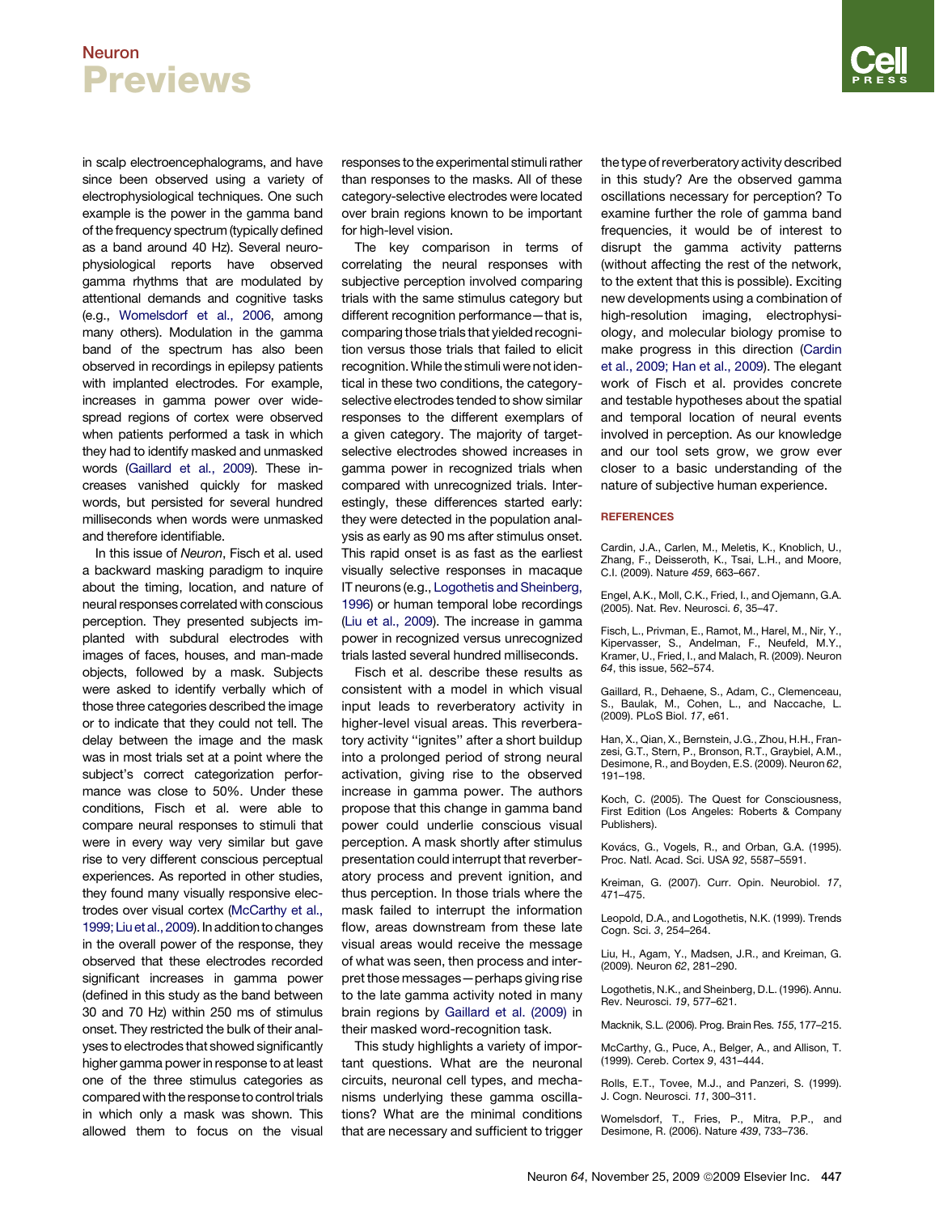in scalp electroencephalograms, and have since been observed using a variety of electrophysiological techniques. One such example is the power in the gamma band of the frequency spectrum (typically defined as a band around 40 Hz). Several neurophysiological reports have observed gamma rhythms that are modulated by attentional demands and cognitive tasks (e.g., Womelsdorf et al., 2006, among many others). Modulation in the gamma band of the spectrum has also been observed in recordings in epilepsy patients with implanted electrodes. For example, increases in gamma power over widespread regions of cortex were observed when patients performed a task in which they had to identify masked and unmasked words (Gaillard et al., 2009). These increases vanished quickly for masked words, but persisted for several hundred milliseconds when words were unmasked and therefore identifiable.

In this issue of *Neuron*, Fisch et al. used a backward masking paradigm to inquire about the timing, location, and nature of neural responses correlated with conscious perception. They presented subjects implanted with subdural electrodes with images of faces, houses, and man-made objects, followed by a mask. Subjects were asked to identify verbally which of those three categories described the image or to indicate that they could not tell. The delay between the image and the mask was in most trials set at a point where the subject's correct categorization performance was close to 50%. Under these conditions, Fisch et al. were able to compare neural responses to stimuli that were in every way very similar but gave rise to very different conscious perceptual experiences. As reported in other studies, they found many visually responsive electrodes over visual cortex (McCarthy et al., 1999; Liu et al., 2009). In addition to changes in the overall power of the response, they observed that these electrodes recorded significant increases in gamma power (defined in this study as the band between 30 and 70 Hz) within 250 ms of stimulus onset. They restricted the bulk of their analyses to electrodes that showed significantly higher gamma power in response to at least one of the three stimulus categories as compared with the response to control trials in which only a mask was shown. This allowed them to focus on the visual responses to the experimental stimuli rather than responses to the masks. All of these category-selective electrodes were located over brain regions known to be important for high-level vision.

The key comparison in terms of correlating the neural responses with subjective perception involved comparing trials with the same stimulus category but different recognition performance—that is, comparing those trials that yielded recognition versus those trials that failed to elicit recognition. While the stimuli were not identical in these two conditions, the category-selective electrodes tended to show similar responses to the different exemplars of a given category. The majority of target-selective electrodes showed increases in gamma power in recognized trials when compared with unrecognized trials. Interestingly, these differences started early: they were detected in the population analysis as early as 90 ms after stimulus onset. This rapid onset is as fast as the earliest visually selective responses in macaque IT neurons (e.g., Logothetis and Sheinberg, 1996) or human temporal lobe recordings (Liu et al., 2009). The increase in gamma power in recognized versus unrecognized trials lasted several hundred milliseconds.

Fisch et al. describe these results as consistent with a model in which visual input leads to reverberatory activity in higher-level visual areas. This reverberatory activity "ignites" after a short buildup into a prolonged period of strong neural activation, giving rise to the observed increase in gamma power. The authors propose that this change in gamma band power could underlie conscious visual perception. A mask shortly after stimulus presentation could interrupt that reverberatory process and prevent ignition, and thus perception. In those trials where the mask failed to interrupt the information flow, areas downstream from these late visual areas would receive the message of what was seen, then process and interpret those messages—perhaps giving rise to the late gamma activity noted in many brain regions by Gaillard et al. (2009) in their masked word-recognition task.

This study highlights a variety of important questions. What are the neuronal circuits, neuronal cell types, and mechanisms underlying these gamma oscillations? What are the minimal conditions that are necessary and sufficient to trigger the type of reverberatory activity described in this study? Are the observed gamma oscillations necessary for perception? To examine further the role of gamma band frequencies, it would be of interest to disrupt the gamma activity patterns (without affecting the rest of the network, to the extent that this is possible). Exciting new developments using a combination of high-resolution imaging, electrophysiology, and molecular biology promise to make progress in this direction (Cardin et al., 2009; Han et al., 2009). The elegant work of Fisch et al. provides concrete and testable hypotheses about the spatial and temporal location of neural events involved in perception. As our knowledge and our tool sets grow, we grow ever closer to a basic understanding of the nature of subjective human experience.

## REFERENCES

Cardin, J.A., Carlen, M., Meletis, K., Knoblich, U., Zhang, F., Deisseroth, K., Tsai, L.H., and Moore, C.I. (2009). Nature *459*, 663–667.

Engel, A.K., Moll, C.K., Fried, I., and Ojemann, G.A. (2005). Nat. Rev. Neurosci. *6*, 35–47.

Fisch, L., Privman, E., Ramot, M., Harel, M., Nir, Y., Kipervasser, S., Andelman, F., Neufeld, M.Y., Kramer, U., Fried, I., and Malach, R. (2009). Neuron *64*, this issue, 562–574.

Gaillard, R., Dehaene, S., Adam, C., Clemenceau, S., Baulak, M., Cohen, L., and Naccache, L. (2009). PLoS Biol. *17*, e61.

Han, X., Qian, X., Bernstein, J.G., Zhou, H.H., Franzesi, G.T., Stern, P., Bronson, R.T., Graybiel, A.M., Desimone, R., and Boyden, E.S. (2009). Neuron *62*, 191–198.

Koch, C. (2005). The Quest for Consciousness, First Edition (Los Angeles: Roberts & Company Publishers).

Kovács, G., Vogels, R., and Orban, G.A. (1995). Proc. Natl. Acad. Sci. USA *92*, 5587–5591.

Kreiman, G. (2007). Curr. Opin. Neurobiol. *17*, 471–475.

Leopold, D.A., and Logothetis, N.K. (1999). Trends Cogn. Sci. *3*, 254–264.

Liu, H., Agam, Y., Madsen, J.R., and Kreiman, G. (2009). Neuron *62*, 281–290.

Logothetis, N.K., and Sheinberg, D.L. (1996). Annu. Rev. Neurosci. *19*, 577–621.

Macknik, S.L. (2006). Prog. Brain Res. *155*, 177–215.

McCarthy, G., Puce, A., Belger, A., and Allison, T. (1999). Cereb. Cortex *9*, 431–444.

Rolls, E.T., Tovee, M.J., and Panzeri, S. (1999). J. Cogn. Neurosci. *11*, 300–311.

Womelsdorf, T., Fries, P., Mitra, P.P., and Desimone, R. (2006). Nature *439*, 733–736.